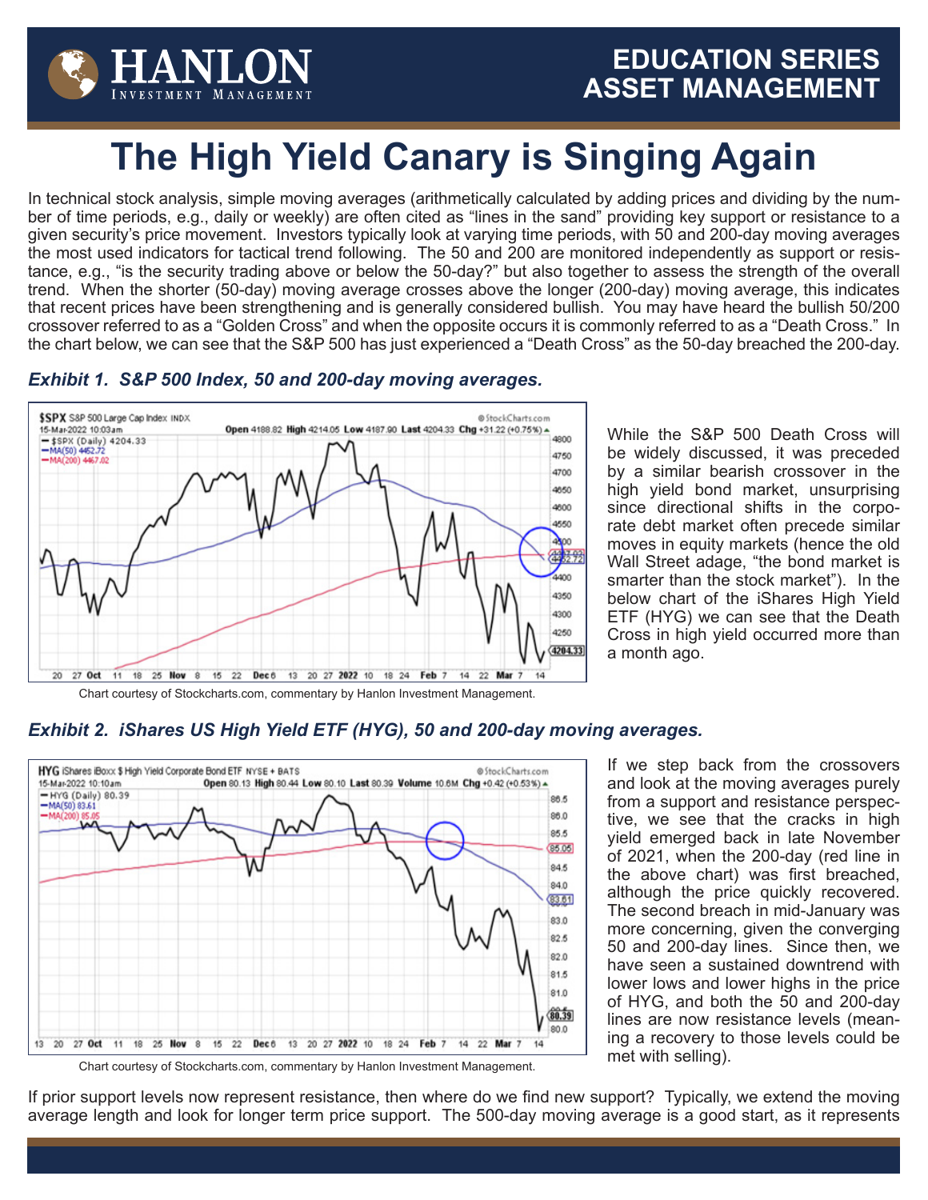HANLON Investment Management

EDUCATION SERIES
ASSET MANAGEMENT

# The High Yield Canary is Singing Again

In technical stock analysis, simple moving averages (arithmetically calculated by adding prices and dividing by the number of time periods, e.g., daily or weekly) are often cited as "lines in the sand" providing key support or resistance to a given security's price movement. Investors typically look at varying time periods, with 50 and 200-day moving averages the most used indicators for tactical trend following. The 50 and 200 are monitored independently as support or resistance, e.g., "is the security trading above or below the 50-day?" but also together to assess the strength of the overall trend. When the shorter (50-day) moving average crosses above the longer (200-day) moving average, this indicates that recent prices have been strengthening and is generally considered bullish. You may have heard the bullish 50/200 crossover referred to as a "Golden Cross" and when the opposite occurs it is commonly referred to as a "Death Cross." In the chart below, we can see that the S&P 500 has just experienced a "Death Cross" as the 50-day breached the 200-day.

***Exhibit 1. S&P 500 Index, 50 and 200-day moving averages.***

Chart courtesy of Stockcharts.com, commentary by Hanlon Investment Management.

While the S&P 500 Death Cross will be widely discussed, it was preceded by a similar bearish crossover in the high yield bond market, unsurprising since directional shifts in the corporate debt market often precede similar moves in equity markets (hence the old Wall Street adage, "the bond market is smarter than the stock market"). In the below chart of the iShares High Yield ETF (HYG) we can see that the Death Cross in high yield occurred more than a month ago.

***Exhibit 2. iShares US High Yield ETF (HYG), 50 and 200-day moving averages.***

Chart courtesy of Stockcharts.com, commentary by Hanlon Investment Management.

If we step back from the crossovers and look at the moving averages purely from a support and resistance perspective, we see that the cracks in high yield emerged back in late November of 2021, when the 200-day (red line in the above chart) was first breached, although the price quickly recovered. The second breach in mid-January was more concerning, given the converging 50 and 200-day lines. Since then, we have seen a sustained downtrend with lower lows and lower highs in the price of HYG, and both the 50 and 200-day lines are now resistance levels (meaning a recovery to those levels could be met with selling).

If prior support levels now represent resistance, then where do we find new support? Typically, we extend the moving average length and look for longer term price support. The 500-day moving average is a good start, as it represents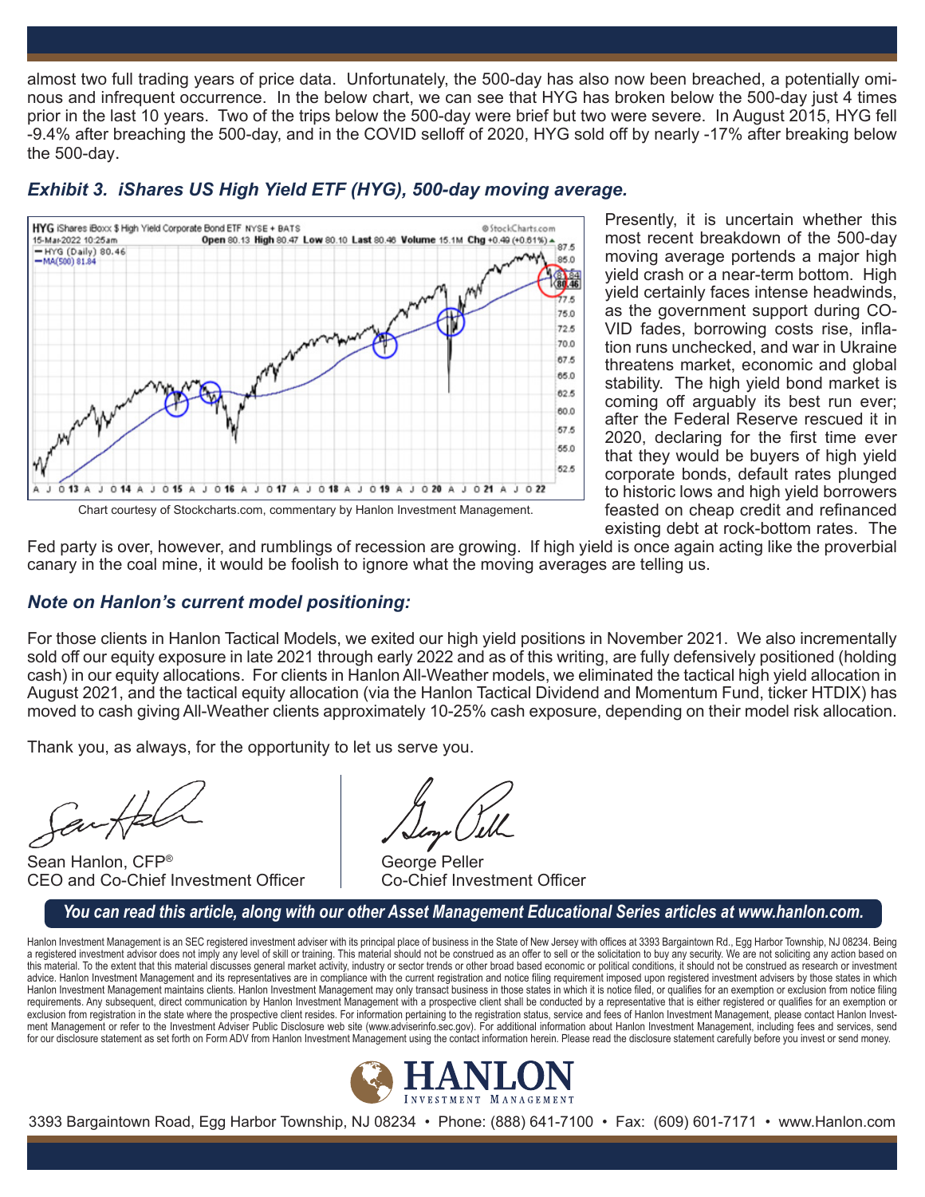almost two full trading years of price data. Unfortunately, the 500-day has also now been breached, a potentially ominous and infrequent occurrence. In the below chart, we can see that HYG has broken below the 500-day just 4 times prior in the last 10 years. Two of the trips below the 500-day were brief but two were severe. In August 2015, HYG fell -9.4% after breaching the 500-day, and in the COVID selloff of 2020, HYG sold off by nearly -17% after breaking below the 500-day.

### *Exhibit 3. iShares US High Yield ETF (HYG), 500-day moving average.*

HYG iShares iBoxx $ High Yield Corporate Bond ETF NYSE + BATS
15-Mar-2022 10:25am
Open 80.13 High 80.47 Low 80.10 Last 80.46 Volume 15.1M Chg +0.49 (+0.61%)
— HYG (Daily) 80.46
— MA(500) 81.84
©StockCharts.com
87.5
85.0
81.84
80.46
77.5
75.0
72.5
70.0
67.5
65.0
62.5
60.0
57.5
55.0
52.5
A J O 13 A J O 14 A J O 15 A J O 16 A J O 17 A J O 18 A J O 19 A J O 20 A J O 21 A J O 22

Chart courtesy of Stockcharts.com, commentary by Hanlon Investment Management.

Presently, it is uncertain whether this most recent breakdown of the 500-day moving average portends a major high yield crash or a near-term bottom. High yield certainly faces intense headwinds, as the government support during COVID fades, borrowing costs rise, inflation runs unchecked, and war in Ukraine threatens market, economic and global stability. The high yield bond market is coming off arguably its best run ever; after the Federal Reserve rescued it in 2020, declaring for the first time ever that they would be buyers of high yield corporate bonds, default rates plunged to historic lows and high yield borrowers feasted on cheap credit and refinanced existing debt at rock-bottom rates. The Fed party is over, however, and rumblings of recession are growing. If high yield is once again acting like the proverbial canary in the coal mine, it would be foolish to ignore what the moving averages are telling us.

### *Note on Hanlon's current model positioning:*

For those clients in Hanlon Tactical Models, we exited our high yield positions in November 2021. We also incrementally sold off our equity exposure in late 2021 through early 2022 and as of this writing, are fully defensively positioned (holding cash) in our equity allocations. For clients in Hanlon All-Weather models, we eliminated the tactical high yield allocation in August 2021, and the tactical equity allocation (via the Hanlon Tactical Dividend and Momentum Fund, ticker HTDIX) has moved to cash giving All-Weather clients approximately 10-25% cash exposure, depending on their model risk allocation.

Thank you, as always, for the opportunity to let us serve you.

Sean Hanlon, CFP®
CEO and Co-Chief Investment Officer

George Peller
Co-Chief Investment Officer

***You can read this article, along with our other Asset Management Educational Series articles at www.hanlon.com.***

Hanlon Investment Management is an SEC registered investment adviser with its principal place of business in the State of New Jersey with offices at 3393 Bargaintown Rd., Egg Harbor Township, NJ 08234. Being a registered investment advisor does not imply any level of skill or training. This material should not be construed as an offer to sell or the solicitation to buy any security. We are not soliciting any action based on this material. To the extent that this material discusses general market activity, industry or sector trends or other broad based economic or political conditions, it should not be construed as research or investment advice. Hanlon Investment Management and its representatives are in compliance with the current registration and notice filing requirement imposed upon registered investment advisers by those states in which Hanlon Investment Management maintains clients. Hanlon Investment Management may only transact business in those states in which it is notice filed, or qualifies for an exemption or exclusion from notice filing requirements. Any subsequent, direct communication by Hanlon Investment Management with a prospective client shall be conducted by a representative that is either registered or qualifies for an exemption or exclusion from registration in the state where the prospective client resides. For information pertaining to the registration status, service and fees of Hanlon Investment Management, please contact Hanlon Investment Management or refer to the Investment Adviser Public Disclosure web site (www.adviserinfo.sec.gov). For additional information about Hanlon Investment Management, including fees and services, send for our disclosure statement as set forth on Form ADV from Hanlon Investment Management using the contact information herein. Please read the disclosure statement carefully before you invest or send money.

HANLON
INVESTMENT MANAGEMENT

3393 Bargaintown Road, Egg Harbor Township, NJ 08234 • Phone: (888) 641-7100 • Fax: (609) 601-7171 • www.Hanlon.com